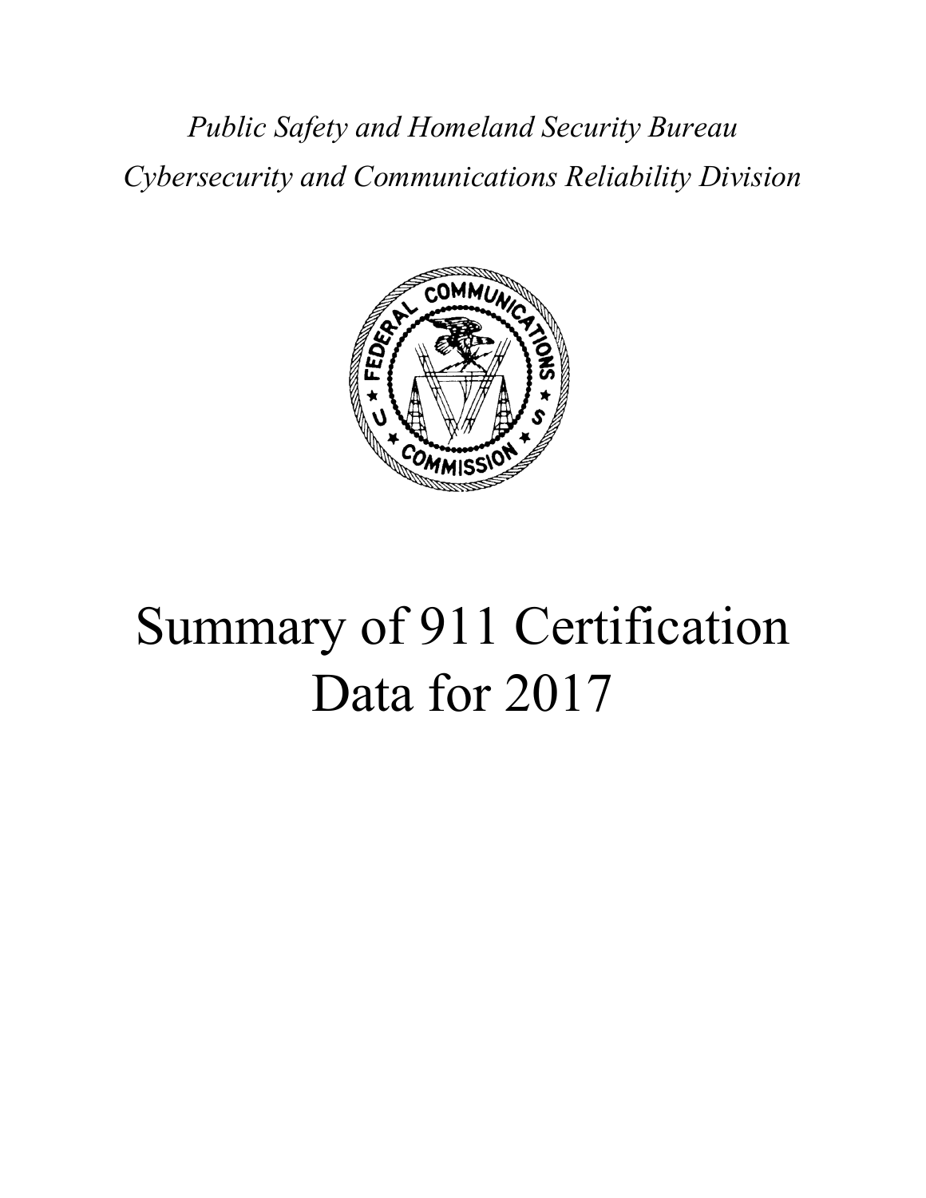*Public Safety and Homeland Security Bureau*

*Cybersecurity and Communications Reliability Division*

# Summary of 911 Certification Data for 2017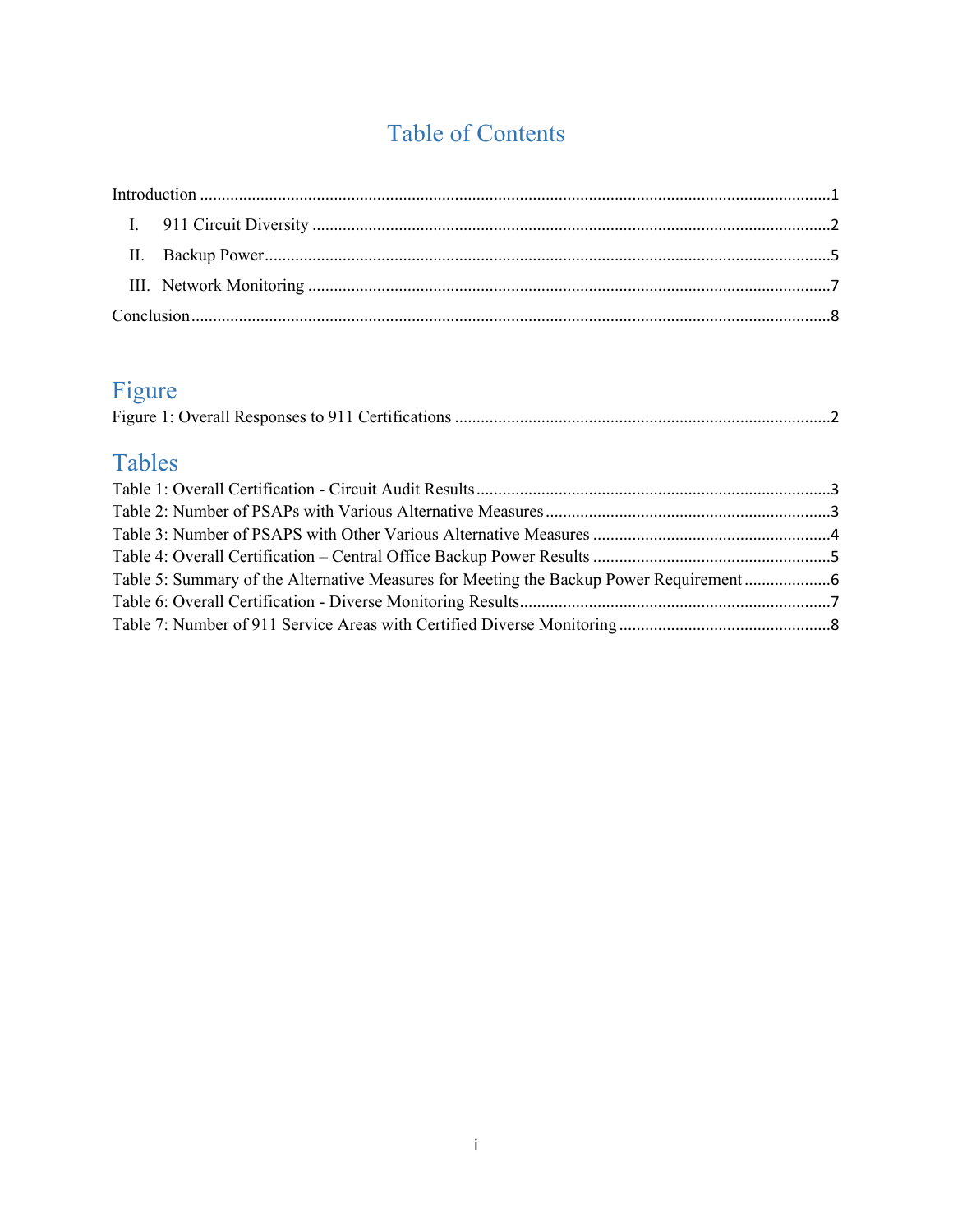# Table of Contents

Introduction ........................................................................................................................................1

I. 911 Circuit Diversity .......................................................................................................................2

II. Backup Power.................................................................................................................................5

III. Network Monitoring .......................................................................................................................7

Conclusion..........................................................................................................................................8

## Figure

Figure 1: Overall Responses to 911 Certifications .......................................................................................2

## Tables

Table 1: Overall Certification - Circuit Audit Results.................................................................................3

Table 2: Number of PSAPs with Various Alternative Measures.................................................................3

Table 3: Number of PSAPS with Other Various Alternative Measures ......................................................4

Table 4: Overall Certification – Central Office Backup Power Results ......................................................5

Table 5: Summary of the Alternative Measures for Meeting the Backup Power Requirement ....................6

Table 6: Overall Certification - Diverse Monitoring Results.......................................................................7

Table 7: Number of 911 Service Areas with Certified Diverse Monitoring ................................................8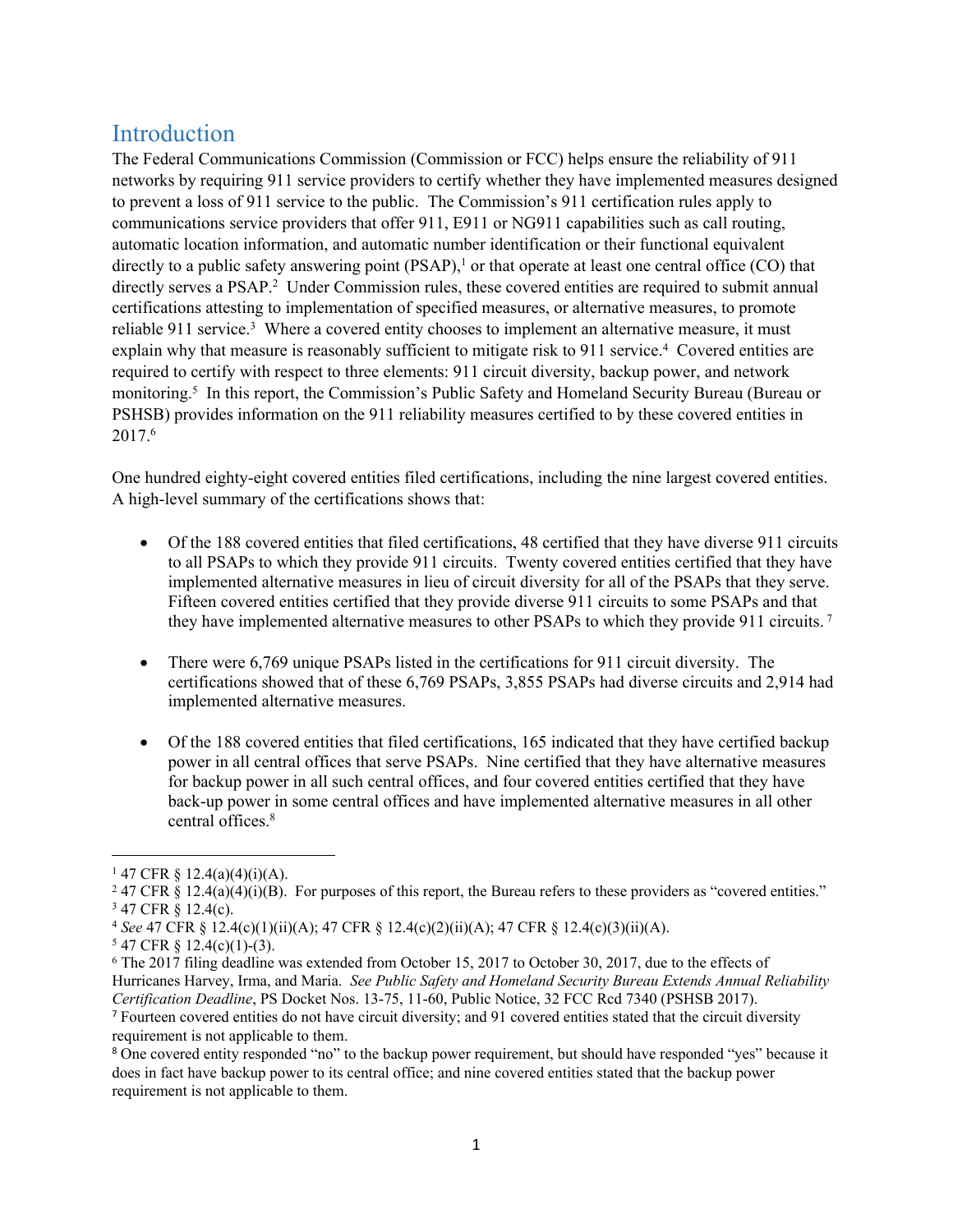# Introduction

The Federal Communications Commission (Commission or FCC) helps ensure the reliability of 911 networks by requiring 911 service providers to certify whether they have implemented measures designed to prevent a loss of 911 service to the public. The Commission's 911 certification rules apply to communications service providers that offer 911, E911 or NG911 capabilities such as call routing, automatic location information, and automatic number identification or their functional equivalent directly to a public safety answering point (PSAP),[1] or that operate at least one central office (CO) that directly serves a PSAP.[2] Under Commission rules, these covered entities are required to submit annual certifications attesting to implementation of specified measures, or alternative measures, to promote reliable 911 service.[3] Where a covered entity chooses to implement an alternative measure, it must explain why that measure is reasonably sufficient to mitigate risk to 911 service.[4] Covered entities are required to certify with respect to three elements: 911 circuit diversity, backup power, and network monitoring.[5] In this report, the Commission's Public Safety and Homeland Security Bureau (Bureau or PSHSB) provides information on the 911 reliability measures certified to by these covered entities in 2017.[6]

One hundred eighty-eight covered entities filed certifications, including the nine largest covered entities. A high-level summary of the certifications shows that:

- Of the 188 covered entities that filed certifications, 48 certified that they have diverse 911 circuits to all PSAPs to which they provide 911 circuits. Twenty covered entities certified that they have implemented alternative measures in lieu of circuit diversity for all of the PSAPs that they serve. Fifteen covered entities certified that they provide diverse 911 circuits to some PSAPs and that they have implemented alternative measures to other PSAPs to which they provide 911 circuits.[7]

- There were 6,769 unique PSAPs listed in the certifications for 911 circuit diversity. The certifications showed that of these 6,769 PSAPs, 3,855 PSAPs had diverse circuits and 2,914 had implemented alternative measures.

- Of the 188 covered entities that filed certifications, 165 indicated that they have certified backup power in all central offices that serve PSAPs. Nine certified that they have alternative measures for backup power in all such central offices, and four covered entities certified that they have back-up power in some central offices and have implemented alternative measures in all other central offices.[8]

---

[1] 47 CFR § 12.4(a)(4)(i)(A).

[2] 47 CFR § 12.4(a)(4)(i)(B). For purposes of this report, the Bureau refers to these providers as "covered entities."

[3] 47 CFR § 12.4(c).

[4] *See* 47 CFR § 12.4(c)(1)(ii)(A); 47 CFR § 12.4(c)(2)(ii)(A); 47 CFR § 12.4(c)(3)(ii)(A).

[5] 47 CFR § 12.4(c)(1)-(3).

[6] The 2017 filing deadline was extended from October 15, 2017 to October 30, 2017, due to the effects of Hurricanes Harvey, Irma, and Maria. *See Public Safety and Homeland Security Bureau Extends Annual Reliability Certification Deadline*, PS Docket Nos. 13-75, 11-60, Public Notice, 32 FCC Rcd 7340 (PSHSB 2017).

[7] Fourteen covered entities do not have circuit diversity; and 91 covered entities stated that the circuit diversity requirement is not applicable to them.

[8] One covered entity responded "no" to the backup power requirement, but should have responded "yes" because it does in fact have backup power to its central office; and nine covered entities stated that the backup power requirement is not applicable to them.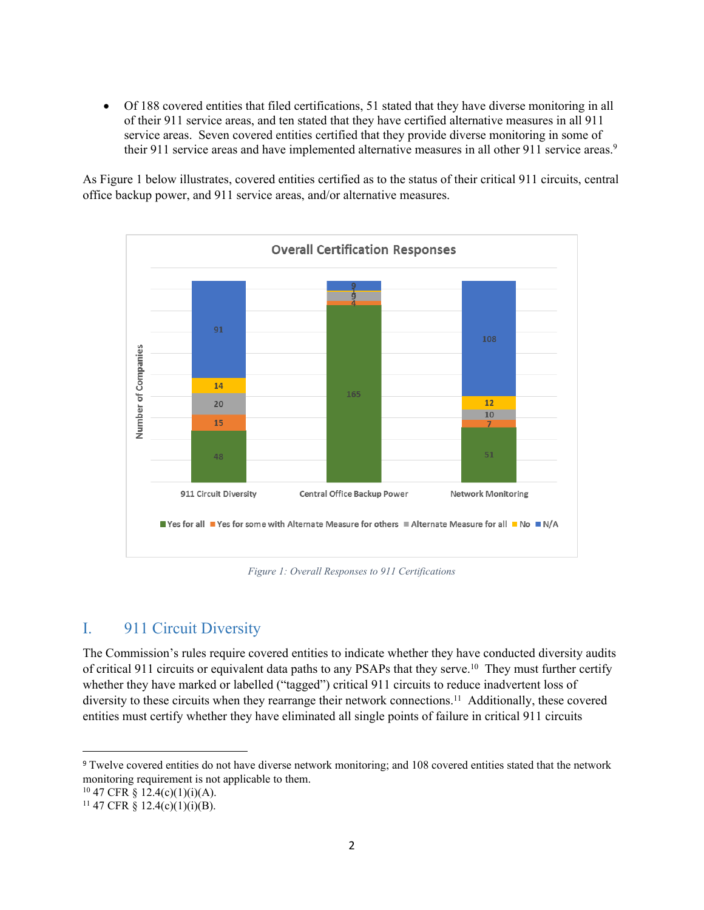- Of 188 covered entities that filed certifications, 51 stated that they have diverse monitoring in all of their 911 service areas, and ten stated that they have certified alternative measures in all 911 service areas. Seven covered entities certified that they provide diverse monitoring in some of their 911 service areas and have implemented alternative measures in all other 911 service areas.[9]

As Figure 1 below illustrates, covered entities certified as to the status of their critical 911 circuits, central office backup power, and 911 service areas, and/or alternative measures.

*Figure 1: Overall Responses to 911 Certifications*

# I. 911 Circuit Diversity

The Commission's rules require covered entities to indicate whether they have conducted diversity audits of critical 911 circuits or equivalent data paths to any PSAPs that they serve.[10] They must further certify whether they have marked or labelled ("tagged") critical 911 circuits to reduce inadvertent loss of diversity to these circuits when they rearrange their network connections.[11] Additionally, these covered entities must certify whether they have eliminated all single points of failure in critical 911 circuits

---

[9] Twelve covered entities do not have diverse network monitoring; and 108 covered entities stated that the network monitoring requirement is not applicable to them.

[10] 47 CFR § 12.4(c)(1)(i)(A).

[11] 47 CFR § 12.4(c)(1)(i)(B).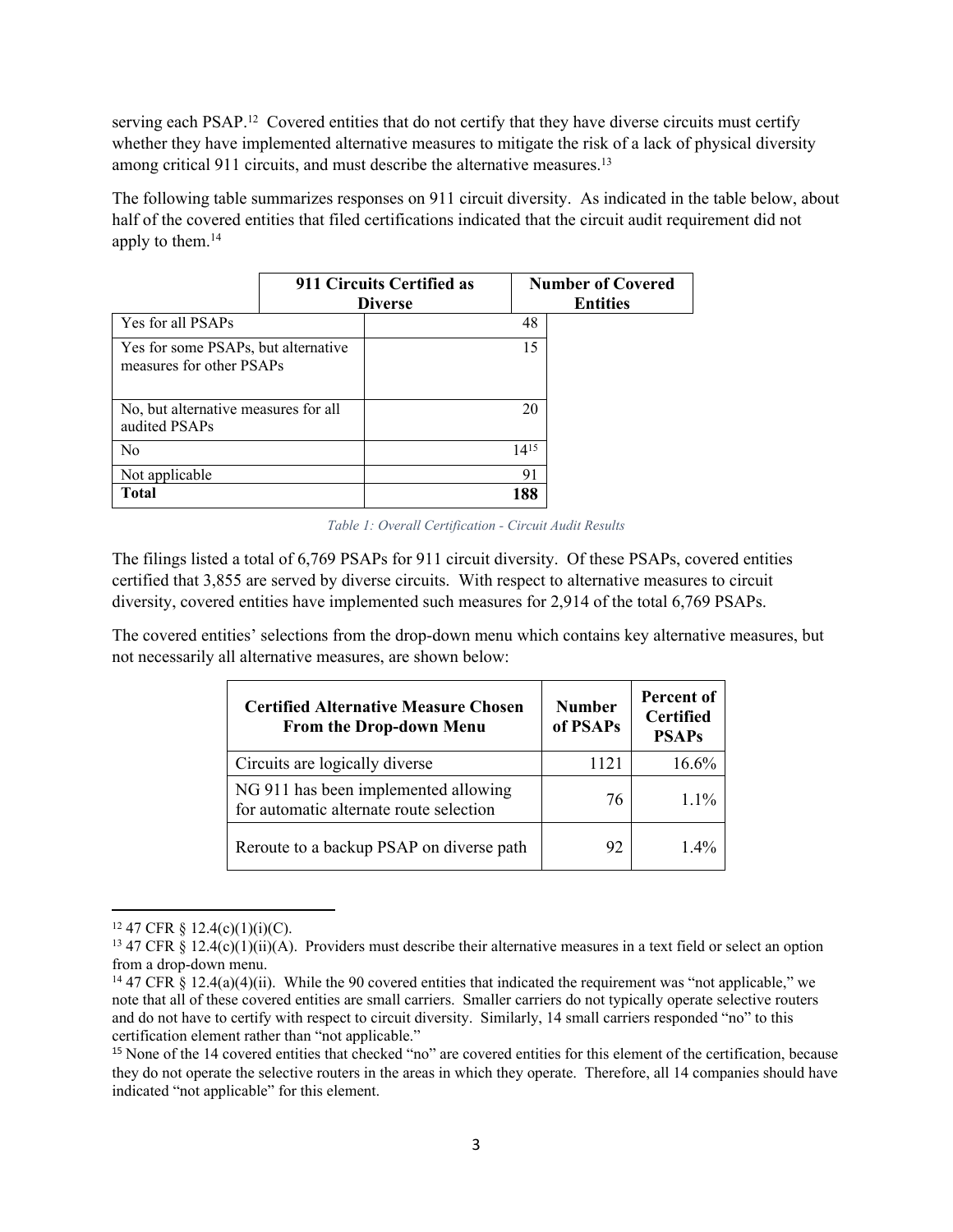serving each PSAP.[12] Covered entities that do not certify that they have diverse circuits must certify whether they have implemented alternative measures to mitigate the risk of a lack of physical diversity among critical 911 circuits, and must describe the alternative measures.[13]

The following table summarizes responses on 911 circuit diversity. As indicated in the table below, about half of the covered entities that filed certifications indicated that the circuit audit requirement did not apply to them.[14]

| 911 Circuits Certified as Diverse | Number of Covered Entities |
|---|---|
| Yes for all PSAPs | 48 |
| Yes for some PSAPs, but alternative measures for other PSAPs | 15 |
| No, but alternative measures for all audited PSAPs | 20 |
| No | 14[15] |
| Not applicable | 91 |
| **Total** | **188** |

*Table 1: Overall Certification - Circuit Audit Results*

The filings listed a total of 6,769 PSAPs for 911 circuit diversity. Of these PSAPs, covered entities certified that 3,855 are served by diverse circuits. With respect to alternative measures to circuit diversity, covered entities have implemented such measures for 2,914 of the total 6,769 PSAPs.

The covered entities' selections from the drop-down menu which contains key alternative measures, but not necessarily all alternative measures, are shown below:

| Certified Alternative Measure Chosen From the Drop-down Menu | Number of PSAPs | Percent of Certified PSAPs |
|---|---|---|
| Circuits are logically diverse | 1121 | 16.6% |
| NG 911 has been implemented allowing for automatic alternate route selection | 76 | 1.1% |
| Reroute to a backup PSAP on diverse path | 92 | 1.4% |

[12] 47 CFR § 12.4(c)(1)(i)(C).

[13] 47 CFR § 12.4(c)(1)(ii)(A). Providers must describe their alternative measures in a text field or select an option from a drop-down menu.

[14] 47 CFR § 12.4(a)(4)(ii). While the 90 covered entities that indicated the requirement was "not applicable," we note that all of these covered entities are small carriers. Smaller carriers do not typically operate selective routers and do not have to certify with respect to circuit diversity. Similarly, 14 small carriers responded "no" to this certification element rather than "not applicable."

[15] None of the 14 covered entities that checked "no" are covered entities for this element of the certification, because they do not operate the selective routers in the areas in which they operate. Therefore, all 14 companies should have indicated "not applicable" for this element.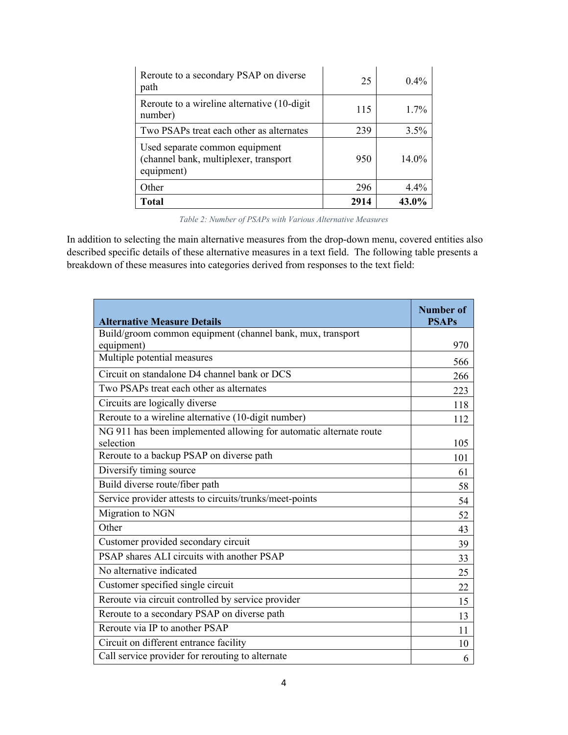| | | |
|---|---|---|
| Reroute to a secondary PSAP on diverse path | 25 | 0.4% |
| Reroute to a wireline alternative (10-digit number) | 115 | 1.7% |
| Two PSAPs treat each other as alternates | 239 | 3.5% |
| Used separate common equipment (channel bank, multiplexer, transport equipment) | 950 | 14.0% |
| Other | 296 | 4.4% |
| **Total** | **2914** | **43.0%** |

*Table 2: Number of PSAPs with Various Alternative Measures*

In addition to selecting the main alternative measures from the drop-down menu, covered entities also described specific details of these alternative measures in a text field. The following table presents a breakdown of these measures into categories derived from responses to the text field:

| **Alternative Measure Details** | **Number of PSAPs** |
|---|---|
| Build/groom common equipment (channel bank, mux, transport equipment) | 970 |
| Multiple potential measures | 566 |
| Circuit on standalone D4 channel bank or DCS | 266 |
| Two PSAPs treat each other as alternates | 223 |
| Circuits are logically diverse | 118 |
| Reroute to a wireline alternative (10-digit number) | 112 |
| NG 911 has been implemented allowing for automatic alternate route selection | 105 |
| Reroute to a backup PSAP on diverse path | 101 |
| Diversify timing source | 61 |
| Build diverse route/fiber path | 58 |
| Service provider attests to circuits/trunks/meet-points | 54 |
| Migration to NGN | 52 |
| Other | 43 |
| Customer provided secondary circuit | 39 |
| PSAP shares ALI circuits with another PSAP | 33 |
| No alternative indicated | 25 |
| Customer specified single circuit | 22 |
| Reroute via circuit controlled by service provider | 15 |
| Reroute to a secondary PSAP on diverse path | 13 |
| Reroute via IP to another PSAP | 11 |
| Circuit on different entrance facility | 10 |
| Call service provider for rerouting to alternate | 6 |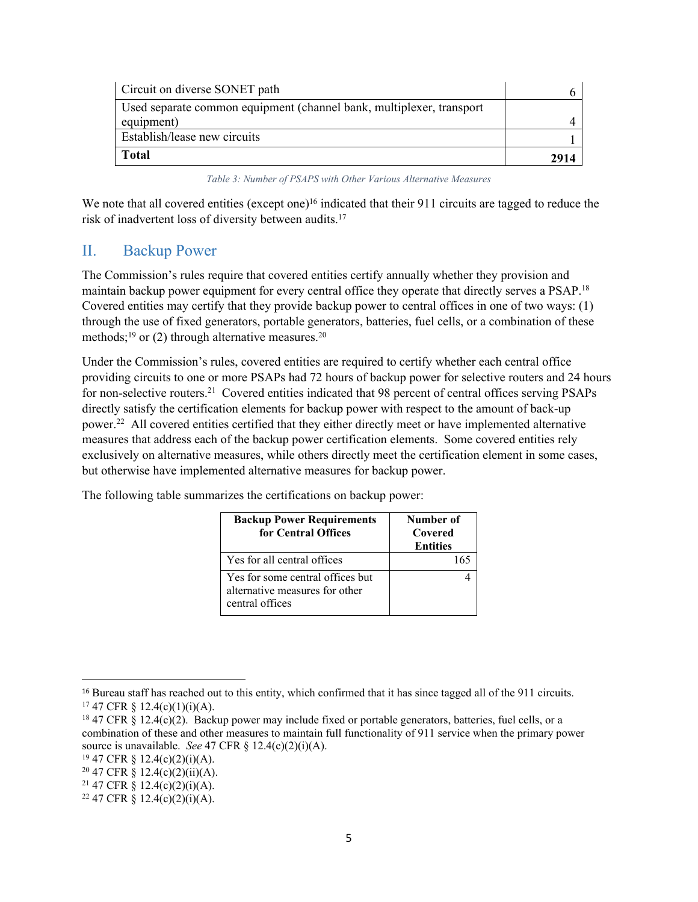| Circuit on diverse SONET path | 6 |
|---|---|
| Used separate common equipment (channel bank, multiplexer, transport equipment) | 4 |
| Establish/lease new circuits | 1 |
| **Total** | **2914** |

*Table 3: Number of PSAPS with Other Various Alternative Measures*

We note that all covered entities (except one)[16] indicated that their 911 circuits are tagged to reduce the risk of inadvertent loss of diversity between audits.[17]

## II. Backup Power

The Commission's rules require that covered entities certify annually whether they provision and maintain backup power equipment for every central office they operate that directly serves a PSAP.[18] Covered entities may certify that they provide backup power to central offices in one of two ways: (1) through the use of fixed generators, portable generators, batteries, fuel cells, or a combination of these methods;[19] or (2) through alternative measures.[20]

Under the Commission's rules, covered entities are required to certify whether each central office providing circuits to one or more PSAPs had 72 hours of backup power for selective routers and 24 hours for non-selective routers.[21] Covered entities indicated that 98 percent of central offices serving PSAPs directly satisfy the certification elements for backup power with respect to the amount of back-up power.[22] All covered entities certified that they either directly meet or have implemented alternative measures that address each of the backup power certification elements. Some covered entities rely exclusively on alternative measures, while others directly meet the certification element in some cases, but otherwise have implemented alternative measures for backup power.

The following table summarizes the certifications on backup power:

| Backup Power Requirements for Central Offices | Number of Covered Entities |
|---|---|
| Yes for all central offices | 165 |
| Yes for some central offices but alternative measures for other central offices | 4 |

[16] Bureau staff has reached out to this entity, which confirmed that it has since tagged all of the 911 circuits.

[17] 47 CFR § 12.4(c)(1)(i)(A).

[18] 47 CFR § 12.4(c)(2). Backup power may include fixed or portable generators, batteries, fuel cells, or a combination of these and other measures to maintain full functionality of 911 service when the primary power source is unavailable. *See* 47 CFR § 12.4(c)(2)(i)(A).

[19] 47 CFR § 12.4(c)(2)(i)(A).

[20] 47 CFR § 12.4(c)(2)(ii)(A).

[21] 47 CFR § 12.4(c)(2)(i)(A).

[22] 47 CFR § 12.4(c)(2)(i)(A).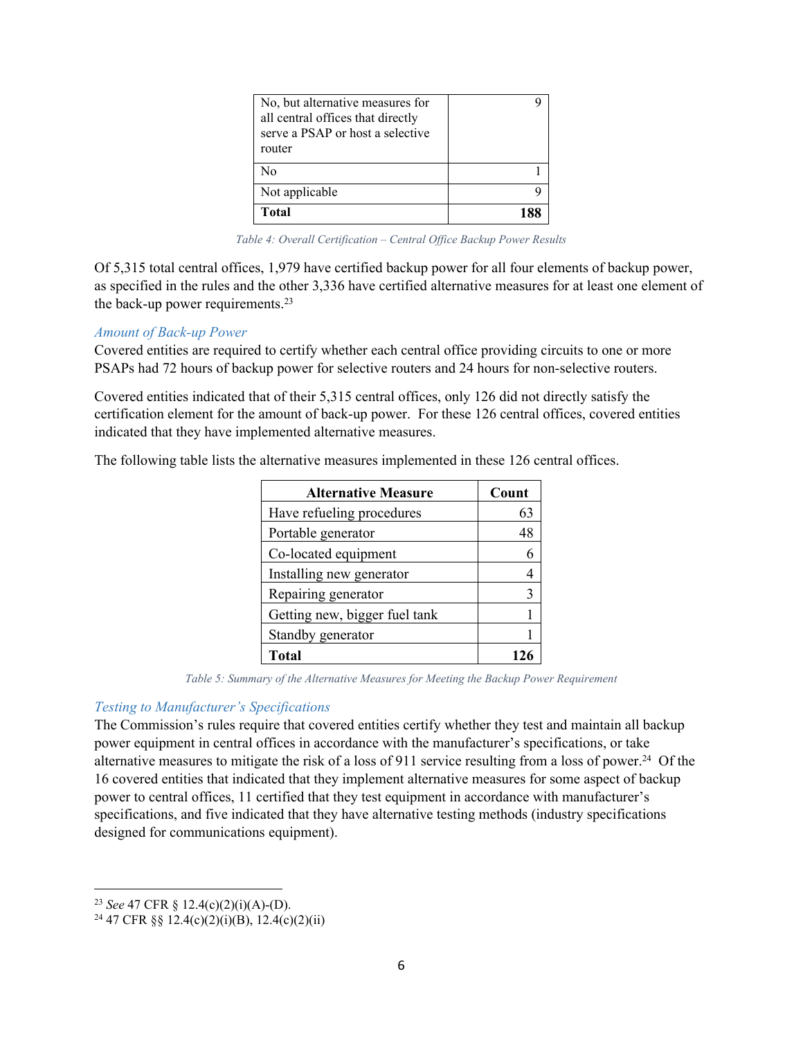| No, but alternative measures for all central offices that directly serve a PSAP or host a selective router | 9 |
|---|---|
| No | 1 |
| Not applicable | 9 |
| **Total** | **188** |

*Table 4: Overall Certification – Central Office Backup Power Results*

Of 5,315 total central offices, 1,979 have certified backup power for all four elements of backup power, as specified in the rules and the other 3,336 have certified alternative measures for at least one element of the back-up power requirements.[23]

### *Amount of Back-up Power*

Covered entities are required to certify whether each central office providing circuits to one or more PSAPs had 72 hours of backup power for selective routers and 24 hours for non-selective routers.

Covered entities indicated that of their 5,315 central offices, only 126 did not directly satisfy the certification element for the amount of back-up power. For these 126 central offices, covered entities indicated that they have implemented alternative measures.

The following table lists the alternative measures implemented in these 126 central offices.

| Alternative Measure | Count |
|---|---|
| Have refueling procedures | 63 |
| Portable generator | 48 |
| Co-located equipment | 6 |
| Installing new generator | 4 |
| Repairing generator | 3 |
| Getting new, bigger fuel tank | 1 |
| Standby generator | 1 |
| **Total** | **126** |

*Table 5: Summary of the Alternative Measures for Meeting the Backup Power Requirement*

### *Testing to Manufacturer's Specifications*

The Commission's rules require that covered entities certify whether they test and maintain all backup power equipment in central offices in accordance with the manufacturer's specifications, or take alternative measures to mitigate the risk of a loss of 911 service resulting from a loss of power.[24] Of the 16 covered entities that indicated that they implement alternative measures for some aspect of backup power to central offices, 11 certified that they test equipment in accordance with manufacturer's specifications, and five indicated that they have alternative testing methods (industry specifications designed for communications equipment).

[23] *See* 47 CFR § 12.4(c)(2)(i)(A)-(D).

[24] 47 CFR §§ 12.4(c)(2)(i)(B), 12.4(c)(2)(ii)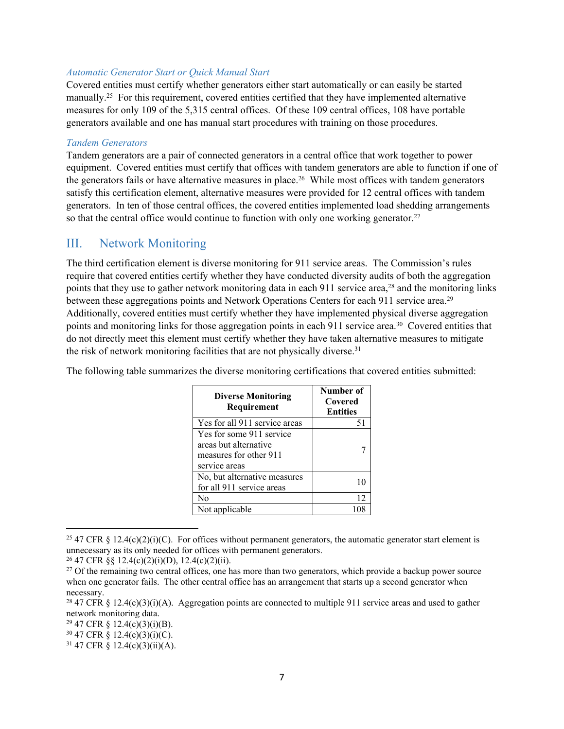### *Automatic Generator Start or Quick Manual Start*

Covered entities must certify whether generators either start automatically or can easily be started manually.[25] For this requirement, covered entities certified that they have implemented alternative measures for only 109 of the 5,315 central offices. Of these 109 central offices, 108 have portable generators available and one has manual start procedures with training on those procedures.

### *Tandem Generators*

Tandem generators are a pair of connected generators in a central office that work together to power equipment. Covered entities must certify that offices with tandem generators are able to function if one of the generators fails or have alternative measures in place.[26] While most offices with tandem generators satisfy this certification element, alternative measures were provided for 12 central offices with tandem generators. In ten of those central offices, the covered entities implemented load shedding arrangements so that the central office would continue to function with only one working generator.[27]

## III. Network Monitoring

The third certification element is diverse monitoring for 911 service areas. The Commission's rules require that covered entities certify whether they have conducted diversity audits of both the aggregation points that they use to gather network monitoring data in each 911 service area,[28] and the monitoring links between these aggregations points and Network Operations Centers for each 911 service area.[29] Additionally, covered entities must certify whether they have implemented physical diverse aggregation points and monitoring links for those aggregation points in each 911 service area.[30] Covered entities that do not directly meet this element must certify whether they have taken alternative measures to mitigate the risk of network monitoring facilities that are not physically diverse.[31]

The following table summarizes the diverse monitoring certifications that covered entities submitted:

| Diverse Monitoring Requirement | Number of Covered Entities |
|---|---|
| Yes for all 911 service areas | 51 |
| Yes for some 911 service areas but alternative measures for other 911 service areas | 7 |
| No, but alternative measures for all 911 service areas | 10 |
| No | 12 |
| Not applicable | 108 |

---

[25] 47 CFR § 12.4(c)(2)(i)(C). For offices without permanent generators, the automatic generator start element is unnecessary as its only needed for offices with permanent generators.

[26] 47 CFR §§ 12.4(c)(2)(i)(D), 12.4(c)(2)(ii).

[27] Of the remaining two central offices, one has more than two generators, which provide a backup power source when one generator fails. The other central office has an arrangement that starts up a second generator when necessary.

[28] 47 CFR § 12.4(c)(3)(i)(A). Aggregation points are connected to multiple 911 service areas and used to gather network monitoring data.

[29] 47 CFR § 12.4(c)(3)(i)(B).

[30] 47 CFR § 12.4(c)(3)(i)(C).

[31] 47 CFR § 12.4(c)(3)(ii)(A).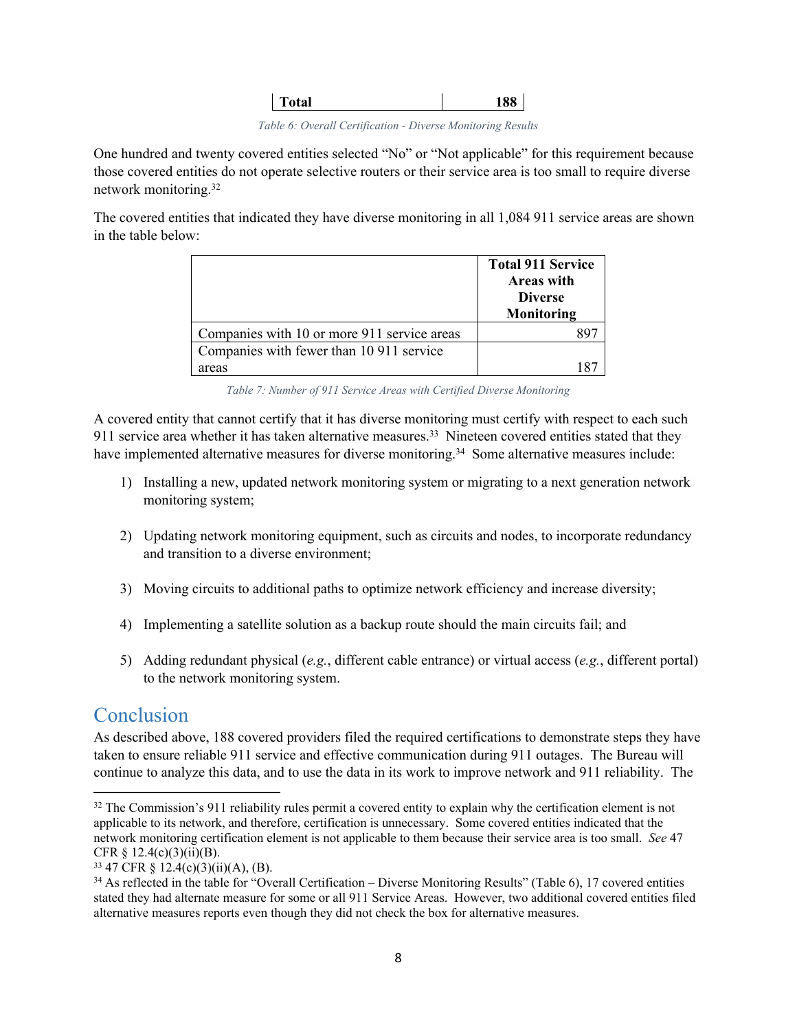| Total | 188 |
|---|---|

*Table 6: Overall Certification - Diverse Monitoring Results*

One hundred and twenty covered entities selected "No" or "Not applicable" for this requirement because those covered entities do not operate selective routers or their service area is too small to require diverse network monitoring.[32]

The covered entities that indicated they have diverse monitoring in all 1,084 911 service areas are shown in the table below:

| | Total 911 Service Areas with Diverse Monitoring |
|---|---|
| Companies with 10 or more 911 service areas | 897 |
| Companies with fewer than 10 911 service areas | 187 |

*Table 7: Number of 911 Service Areas with Certified Diverse Monitoring*

A covered entity that cannot certify that it has diverse monitoring must certify with respect to each such 911 service area whether it has taken alternative measures.[33] Nineteen covered entities stated that they have implemented alternative measures for diverse monitoring.[34] Some alternative measures include:

1) Installing a new, updated network monitoring system or migrating to a next generation network monitoring system;

2) Updating network monitoring equipment, such as circuits and nodes, to incorporate redundancy and transition to a diverse environment;

3) Moving circuits to additional paths to optimize network efficiency and increase diversity;

4) Implementing a satellite solution as a backup route should the main circuits fail; and

5) Adding redundant physical (*e.g.*, different cable entrance) or virtual access (*e.g.*, different portal) to the network monitoring system.

## Conclusion

As described above, 188 covered providers filed the required certifications to demonstrate steps they have taken to ensure reliable 911 service and effective communication during 911 outages. The Bureau will continue to analyze this data, and to use the data in its work to improve network and 911 reliability. The

---

[32] The Commission's 911 reliability rules permit a covered entity to explain why the certification element is not applicable to its network, and therefore, certification is unnecessary. Some covered entities indicated that the network monitoring certification element is not applicable to them because their service area is too small. *See* 47 CFR § 12.4(c)(3)(ii)(B).

[33] 47 CFR § 12.4(c)(3)(ii)(A), (B).

[34] As reflected in the table for "Overall Certification – Diverse Monitoring Results" (Table 6), 17 covered entities stated they had alternate measure for some or all 911 Service Areas. However, two additional covered entities filed alternative measures reports even though they did not check the box for alternative measures.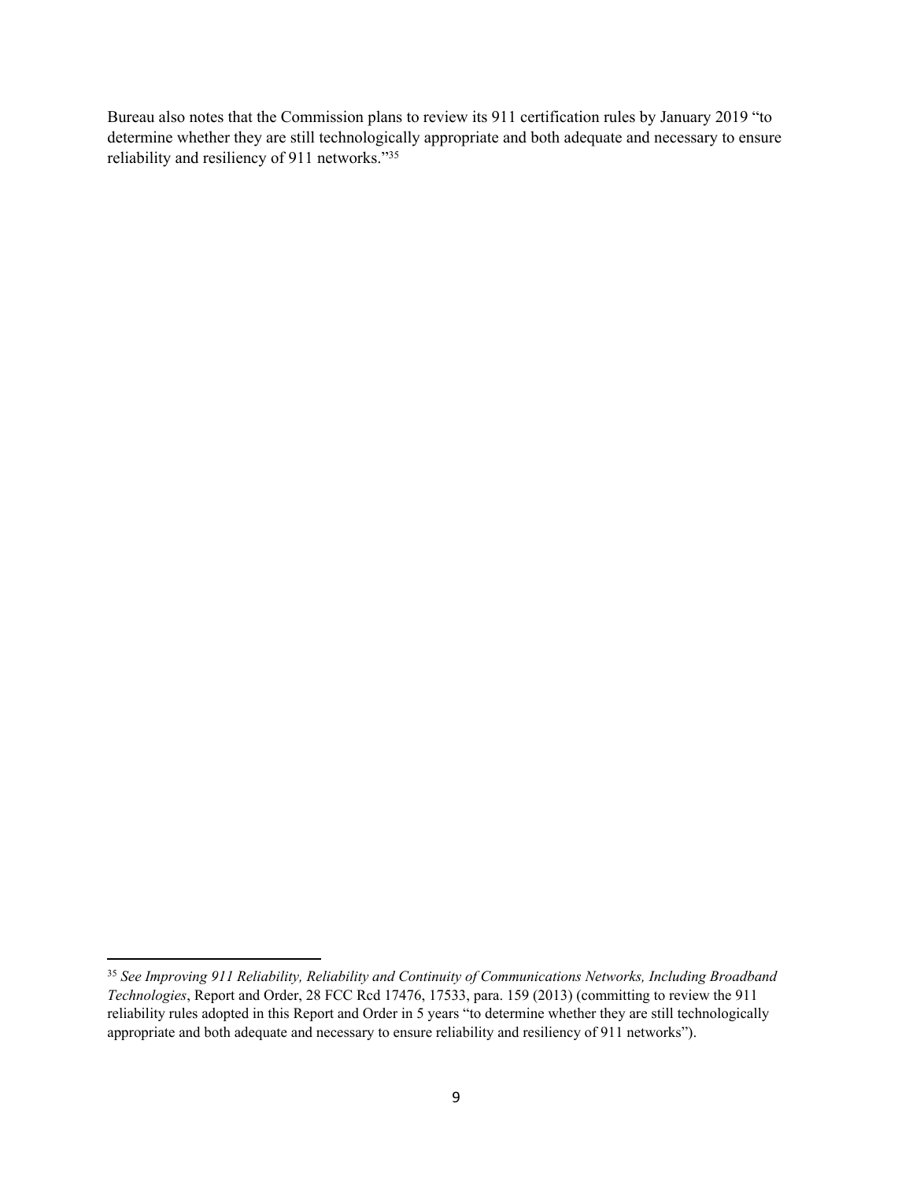Bureau also notes that the Commission plans to review its 911 certification rules by January 2019 "to determine whether they are still technologically appropriate and both adequate and necessary to ensure reliability and resiliency of 911 networks."[35]

[35] *See Improving 911 Reliability, Reliability and Continuity of Communications Networks, Including Broadband Technologies*, Report and Order, 28 FCC Rcd 17476, 17533, para. 159 (2013) (committing to review the 911 reliability rules adopted in this Report and Order in 5 years "to determine whether they are still technologically appropriate and both adequate and necessary to ensure reliability and resiliency of 911 networks").